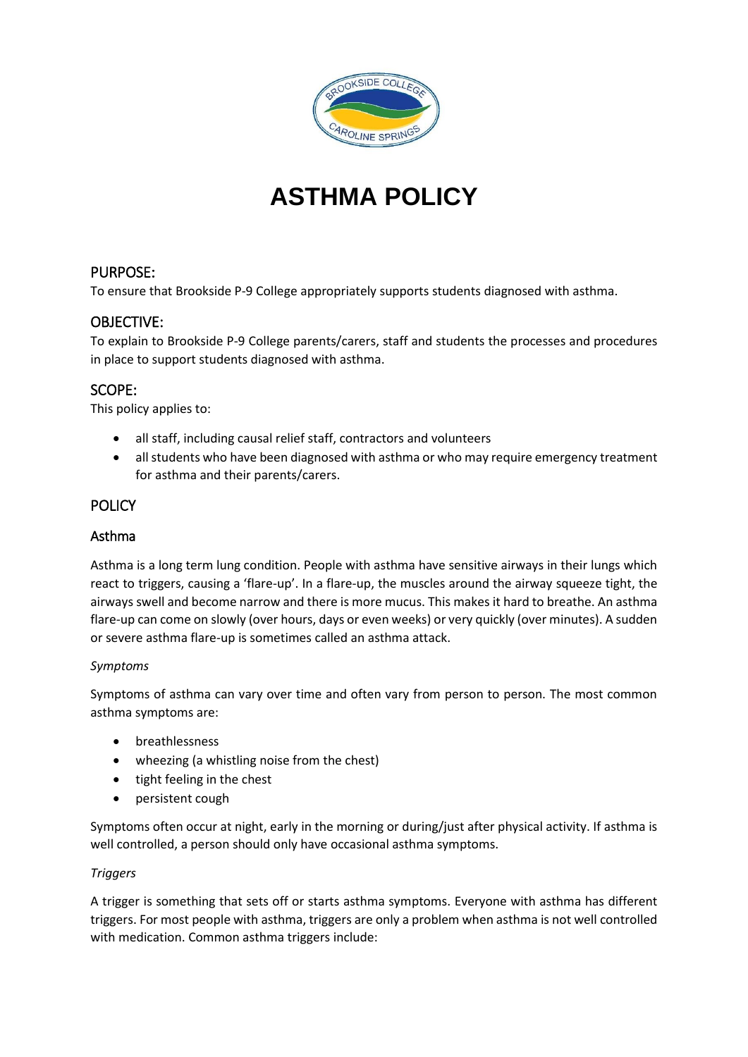# ASTHMA POLICY

## PURPOSE:

To ensure that Brookside P-9 College appropriately supports students diagnosed with asthma.

## OBJECTIVE:

To explain to Brookside P-9 College parents/carers, staff and students the processes and procedures in place to support students diagnosed with asthma.

## SCOPE:

This policy applies to:

- all staff, including causal relief staff, contractors and volunteers
- all students who have been diagnosed with asthma or who may require emergency treatment for asthma and their parents/carers.

## POLICY

### Asthma

Asthma is a long term lung condition. People with asthma have sensitive airways in their lungs which react to triggers, causing a 'flare-up'. In a flare-up, the muscles around the airway squeeze tight, the airways swell and become narrow and there is more mucus. This makes it hard to breathe. An asthma flare-up can come on slowly (over hours, days or even weeks) or very quickly (over minutes). A sudden or severe asthma flare-up is sometimes called an asthma attack.

*Symptoms*

Symptoms of asthma can vary over time and often vary from person to person. The most common asthma symptoms are:

- breathlessness
- wheezing (a whistling noise from the chest)
- tight feeling in the chest
- persistent cough

Symptoms often occur at night, early in the morning or during/just after physical activity. If asthma is well controlled, a person should only have occasional asthma symptoms.

*Triggers*

A trigger is something that sets off or starts asthma symptoms. Everyone with asthma has different triggers. For most people with asthma, triggers are only a problem when asthma is not well controlled with medication. Common asthma triggers include: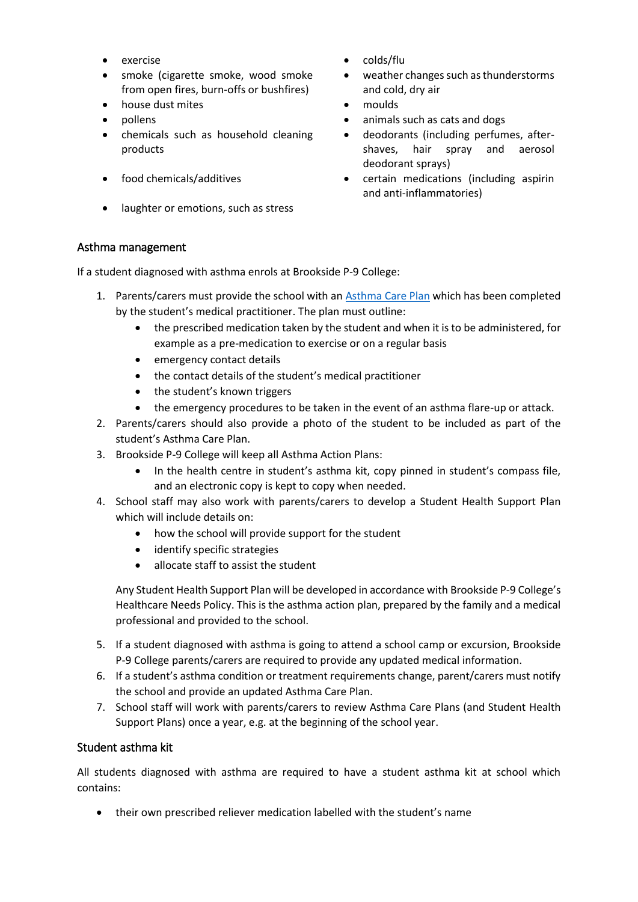- exercise
- smoke (cigarette smoke, wood smoke from open fires, burn-offs or bushfires)
- house dust mites
- pollens
- chemicals such as household cleaning products
- food chemicals/additives
- laughter or emotions, such as stress
- colds/flu
- weather changes such as thunderstorms and cold, dry air
- moulds
- animals such as cats and dogs
- deodorants (including perfumes, after-shaves, hair spray and aerosol deodorant sprays)
- certain medications (including aspirin and anti-inflammatories)

## Asthma management

If a student diagnosed with asthma enrols at Brookside P-9 College:

1. Parents/carers must provide the school with an Asthma Care Plan which has been completed by the student's medical practitioner. The plan must outline:
   - the prescribed medication taken by the student and when it is to be administered, for example as a pre-medication to exercise or on a regular basis
   - emergency contact details
   - the contact details of the student's medical practitioner
   - the student's known triggers
   - the emergency procedures to be taken in the event of an asthma flare-up or attack.
2. Parents/carers should also provide a photo of the student to be included as part of the student's Asthma Care Plan.
3. Brookside P-9 College will keep all Asthma Action Plans:
   - In the health centre in student's asthma kit, copy pinned in student's compass file, and an electronic copy is kept to copy when needed.
4. School staff may also work with parents/carers to develop a Student Health Support Plan which will include details on:
   - how the school will provide support for the student
   - identify specific strategies
   - allocate staff to assist the student

   Any Student Health Support Plan will be developed in accordance with Brookside P-9 College's Healthcare Needs Policy. This is the asthma action plan, prepared by the family and a medical professional and provided to the school.
5. If a student diagnosed with asthma is going to attend a school camp or excursion, Brookside P-9 College parents/carers are required to provide any updated medical information.
6. If a student's asthma condition or treatment requirements change, parent/carers must notify the school and provide an updated Asthma Care Plan.
7. School staff will work with parents/carers to review Asthma Care Plans (and Student Health Support Plans) once a year, e.g. at the beginning of the school year.

## Student asthma kit

All students diagnosed with asthma are required to have a student asthma kit at school which contains:

- their own prescribed reliever medication labelled with the student's name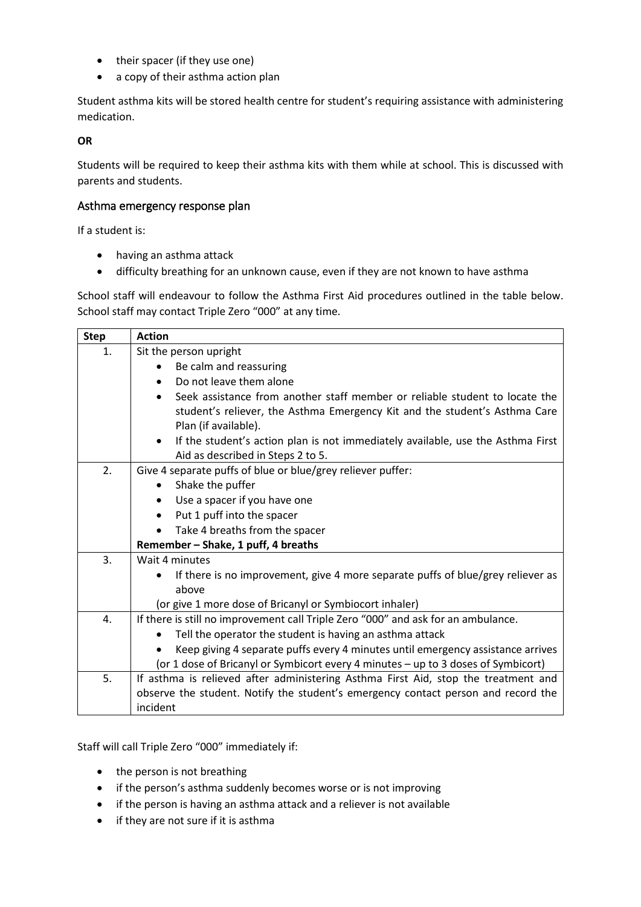- their spacer (if they use one)
- a copy of their asthma action plan

Student asthma kits will be stored health centre for student's requiring assistance with administering medication.

**OR**

Students will be required to keep their asthma kits with them while at school. This is discussed with parents and students.

## Asthma emergency response plan

If a student is:

- having an asthma attack
- difficulty breathing for an unknown cause, even if they are not known to have asthma

School staff will endeavour to follow the Asthma First Aid procedures outlined in the table below. School staff may contact Triple Zero "000" at any time.

| Step | Action |
|---|---|
| 1. | Sit the person upright<br>• Be calm and reassuring<br>• Do not leave them alone<br>• Seek assistance from another staff member or reliable student to locate the student's reliever, the Asthma Emergency Kit and the student's Asthma Care Plan (if available).<br>• If the student's action plan is not immediately available, use the Asthma First Aid as described in Steps 2 to 5. |
| 2. | Give 4 separate puffs of blue or blue/grey reliever puffer:<br>• Shake the puffer<br>• Use a spacer if you have one<br>• Put 1 puff into the spacer<br>• Take 4 breaths from the spacer<br>**Remember – Shake, 1 puff, 4 breaths** |
| 3. | Wait 4 minutes<br>• If there is no improvement, give 4 more separate puffs of blue/grey reliever as above<br>(or give 1 more dose of Bricanyl or Symbiocort inhaler) |
| 4. | If there is still no improvement call Triple Zero "000" and ask for an ambulance.<br>• Tell the operator the student is having an asthma attack<br>• Keep giving 4 separate puffs every 4 minutes until emergency assistance arrives<br>(or 1 dose of Bricanyl or Symbicort every 4 minutes – up to 3 doses of Symbicort) |
| 5. | If asthma is relieved after administering Asthma First Aid, stop the treatment and observe the student. Notify the student's emergency contact person and record the incident |

Staff will call Triple Zero "000" immediately if:

- the person is not breathing
- if the person's asthma suddenly becomes worse or is not improving
- if the person is having an asthma attack and a reliever is not available
- if they are not sure if it is asthma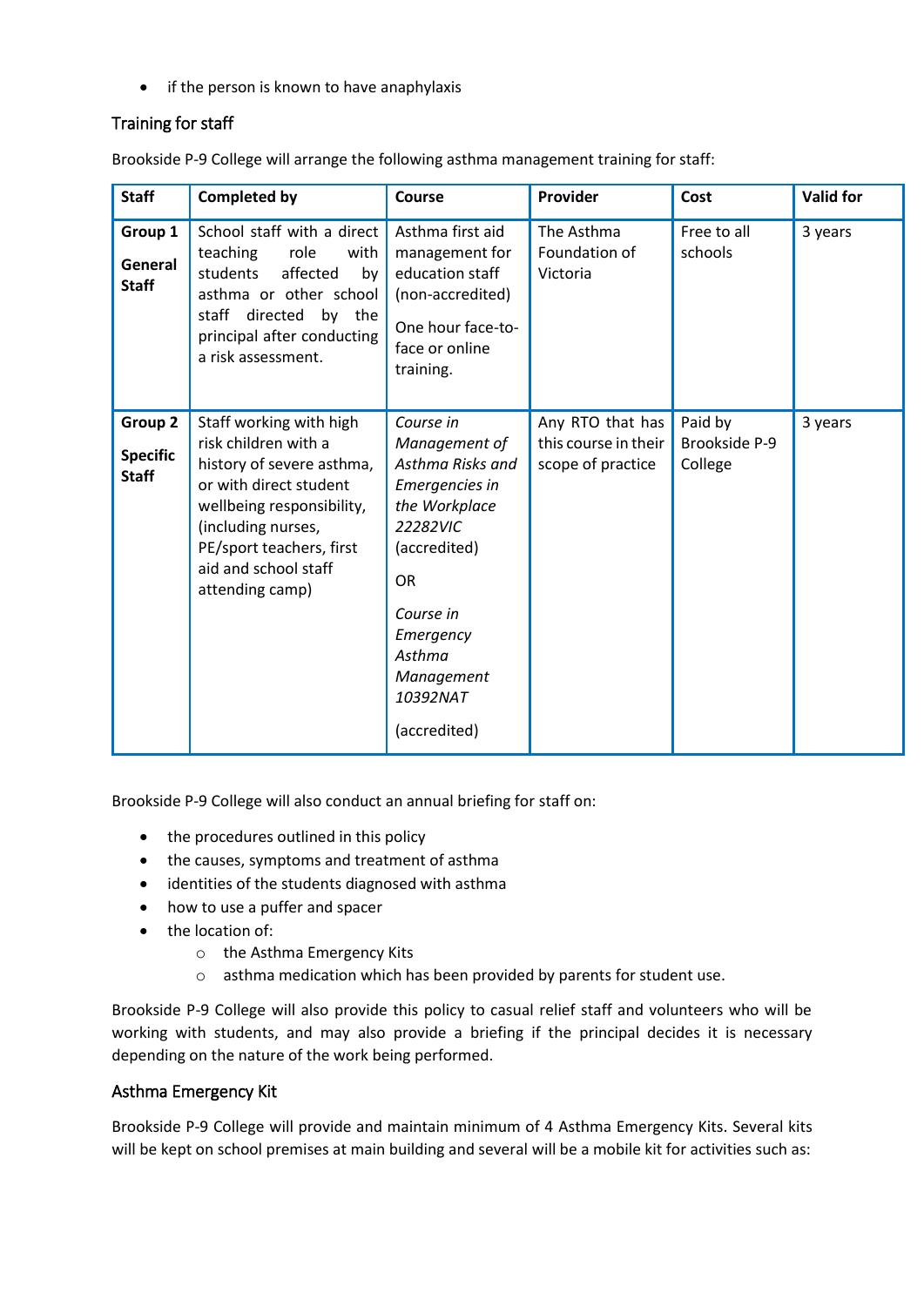- if the person is known to have anaphylaxis

## Training for staff

Brookside P-9 College will arrange the following asthma management training for staff:

| Staff | Completed by | Course | Provider | Cost | Valid for |
|---|---|---|---|---|---|
| **Group 1** **General Staff** | School staff with a direct teaching role with students affected by asthma or other school staff directed by the principal after conducting a risk assessment. | Asthma first aid management for education staff (non-accredited) One hour face-to-face or online training. | The Asthma Foundation of Victoria | Free to all schools | 3 years |
| **Group 2** **Specific Staff** | Staff working with high risk children with a history of severe asthma, or with direct student wellbeing responsibility, (including nurses, PE/sport teachers, first aid and school staff attending camp) | *Course in Management of Asthma Risks and Emergencies in the Workplace 22282VIC* (accredited) OR *Course in Emergency Asthma Management 10392NAT* (accredited) | Any RTO that has this course in their scope of practice | Paid by Brookside P-9 College | 3 years |

Brookside P-9 College will also conduct an annual briefing for staff on:

- the procedures outlined in this policy
- the causes, symptoms and treatment of asthma
- identities of the students diagnosed with asthma
- how to use a puffer and spacer
- the location of:
  - the Asthma Emergency Kits
  - asthma medication which has been provided by parents for student use.

Brookside P-9 College will also provide this policy to casual relief staff and volunteers who will be working with students, and may also provide a briefing if the principal decides it is necessary depending on the nature of the work being performed.

## Asthma Emergency Kit

Brookside P-9 College will provide and maintain minimum of 4 Asthma Emergency Kits. Several kits will be kept on school premises at main building and several will be a mobile kit for activities such as: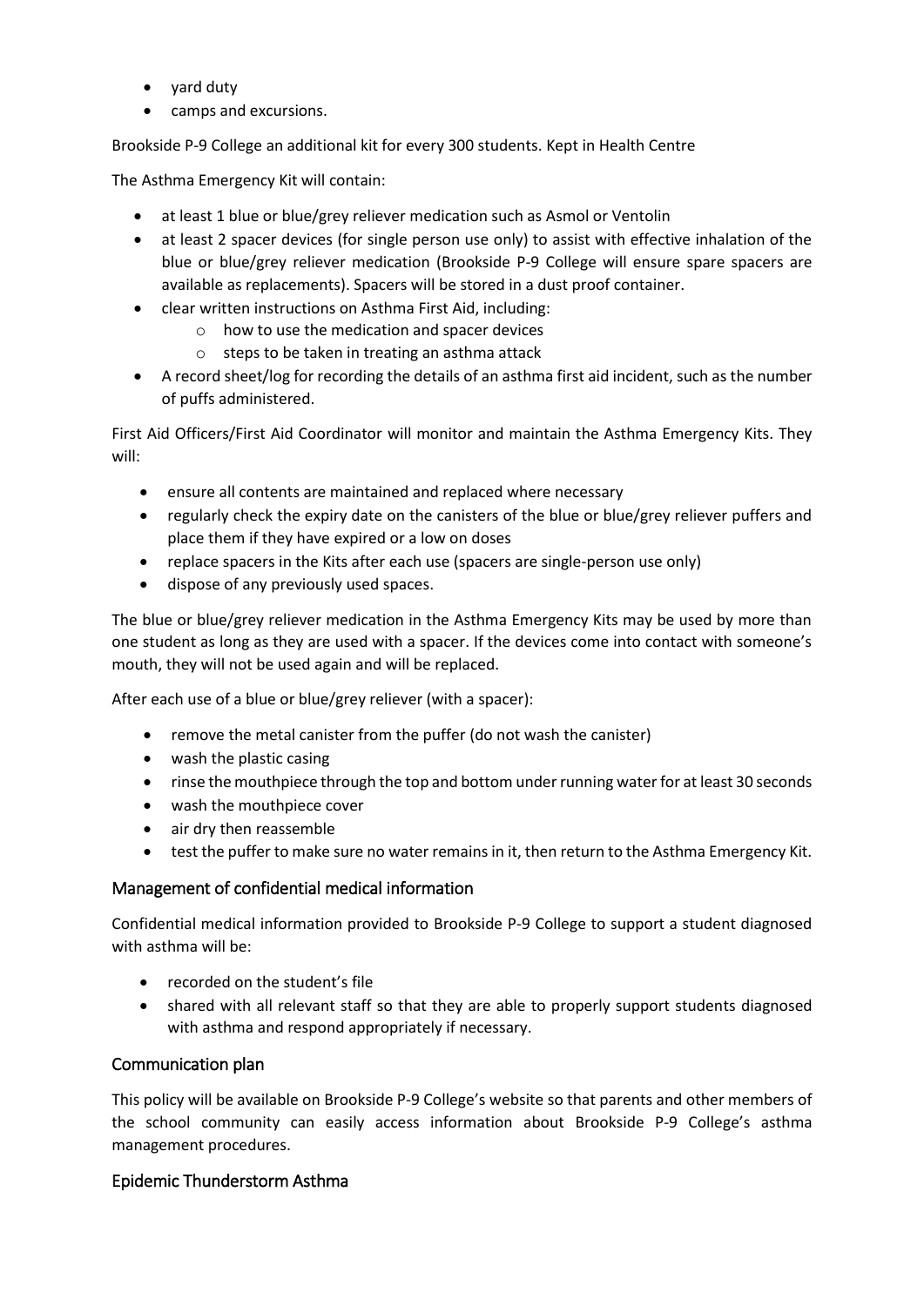- yard duty
- camps and excursions.

Brookside P-9 College an additional kit for every 300 students. Kept in Health Centre

The Asthma Emergency Kit will contain:

- at least 1 blue or blue/grey reliever medication such as Asmol or Ventolin
- at least 2 spacer devices (for single person use only) to assist with effective inhalation of the blue or blue/grey reliever medication (Brookside P-9 College will ensure spare spacers are available as replacements). Spacers will be stored in a dust proof container.
- clear written instructions on Asthma First Aid, including:
  - how to use the medication and spacer devices
  - steps to be taken in treating an asthma attack
- A record sheet/log for recording the details of an asthma first aid incident, such as the number of puffs administered.

First Aid Officers/First Aid Coordinator will monitor and maintain the Asthma Emergency Kits. They will:

- ensure all contents are maintained and replaced where necessary
- regularly check the expiry date on the canisters of the blue or blue/grey reliever puffers and place them if they have expired or a low on doses
- replace spacers in the Kits after each use (spacers are single-person use only)
- dispose of any previously used spaces.

The blue or blue/grey reliever medication in the Asthma Emergency Kits may be used by more than one student as long as they are used with a spacer. If the devices come into contact with someone's mouth, they will not be used again and will be replaced.

After each use of a blue or blue/grey reliever (with a spacer):

- remove the metal canister from the puffer (do not wash the canister)
- wash the plastic casing
- rinse the mouthpiece through the top and bottom under running water for at least 30 seconds
- wash the mouthpiece cover
- air dry then reassemble
- test the puffer to make sure no water remains in it, then return to the Asthma Emergency Kit.

## Management of confidential medical information

Confidential medical information provided to Brookside P-9 College to support a student diagnosed with asthma will be:

- recorded on the student's file
- shared with all relevant staff so that they are able to properly support students diagnosed with asthma and respond appropriately if necessary.

## Communication plan

This policy will be available on Brookside P-9 College's website so that parents and other members of the school community can easily access information about Brookside P-9 College's asthma management procedures.

## Epidemic Thunderstorm Asthma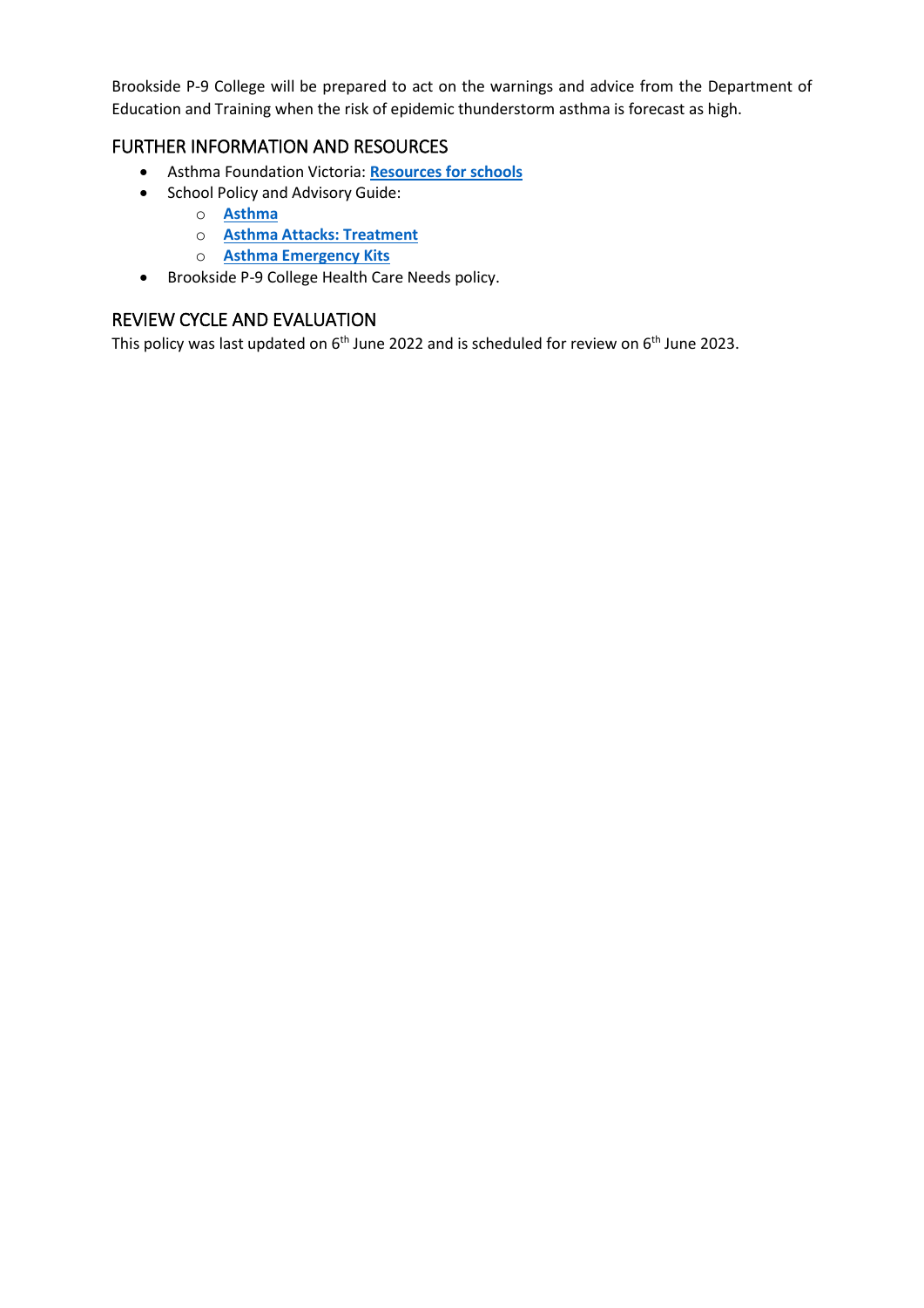Brookside P-9 College will be prepared to act on the warnings and advice from the Department of Education and Training when the risk of epidemic thunderstorm asthma is forecast as high.

## FURTHER INFORMATION AND RESOURCES

- Asthma Foundation Victoria: **Resources for schools**
- School Policy and Advisory Guide:
  - **Asthma**
  - **Asthma Attacks: Treatment**
  - **Asthma Emergency Kits**
- Brookside P-9 College Health Care Needs policy.

## REVIEW CYCLE AND EVALUATION

This policy was last updated on 6th June 2022 and is scheduled for review on 6th June 2023.